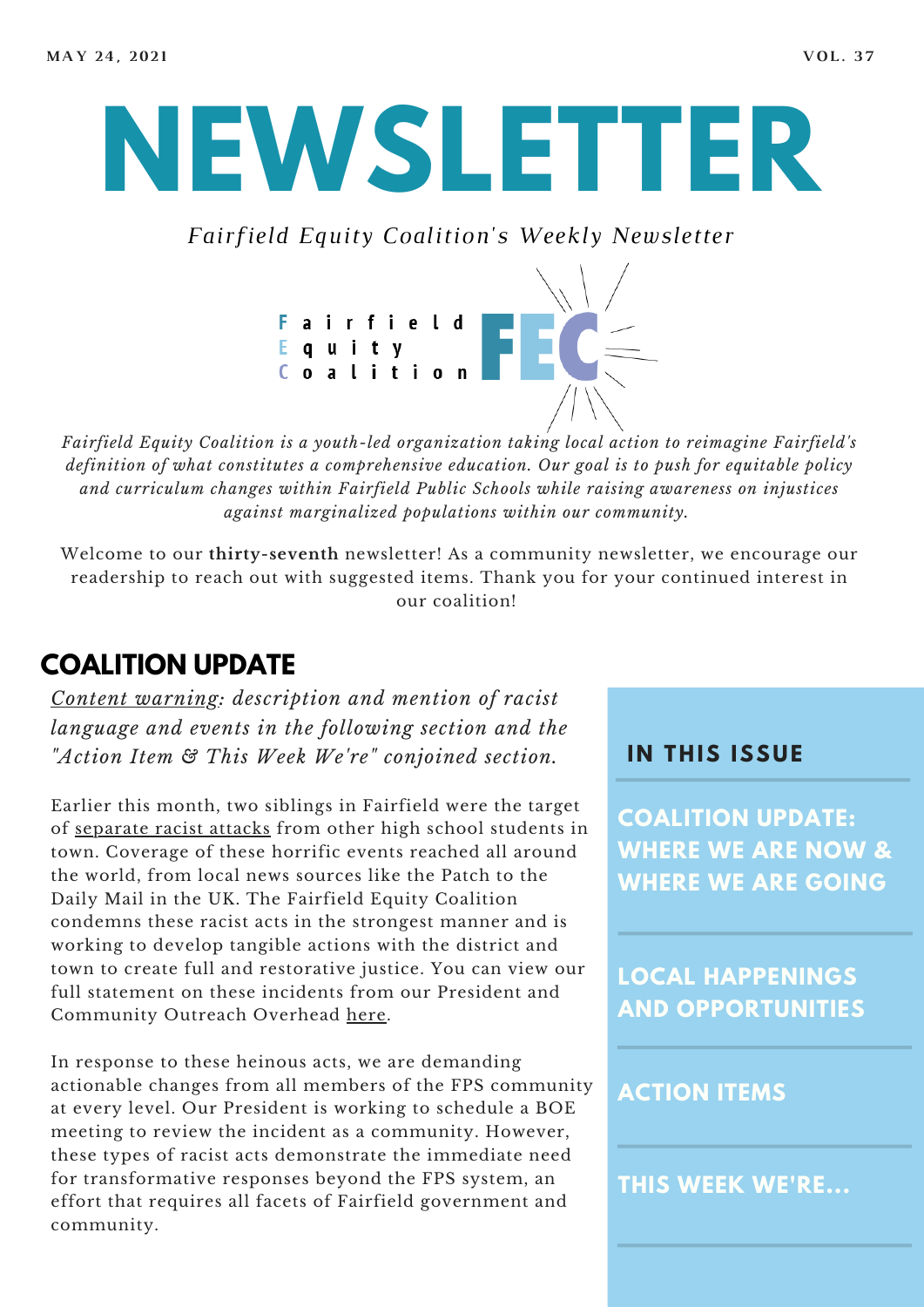MAY 24, 2021 VOL. 37

# NEWSLETTER

*Fairfield Equity Coalition's Weekly Newsletter*

**F**airfield **E**quity **C**oalition FEC

*Fairfield Equity Coalition is a youth-led organization taking local action to reimagine Fairfield's definition of what constitutes a comprehensive education. Our goal is to push for equitable policy and curriculum changes within Fairfield Public Schools while raising awareness on injustices against marginalized populations within our community.*

Welcome to our **thirty-seventh** newsletter! As a community newsletter, we encourage our readership to reach out with suggested items. Thank you for your continued interest in our coalition!

## COALITION UPDATE

*Content warning: description and mention of racist language and events in the following section and the "Action Item & This Week We're" conjoined section.*

Earlier this month, two siblings in Fairfield were the target of separate racist attacks from other high school students in town. Coverage of these horrific events reached all around the world, from local news sources like the Patch to the Daily Mail in the UK. The Fairfield Equity Coalition condemns these racist acts in the strongest manner and is working to develop tangible actions with the district and town to create full and restorative justice. You can view our full statement on these incidents from our President and Community Outreach Overhead here.

In response to these heinous acts, we are demanding actionable changes from all members of the FPS community at every level. Our President is working to schedule a BOE meeting to review the incident as a community. However, these types of racist acts demonstrate the immediate need for transformative responses beyond the FPS system, an effort that requires all facets of Fairfield government and community.

### IN THIS ISSUE

- COALITION UPDATE: WHERE WE ARE NOW & WHERE WE ARE GOING
- LOCAL HAPPENINGS AND OPPORTUNITIES
- ACTION ITEMS
- THIS WEEK WE'RE...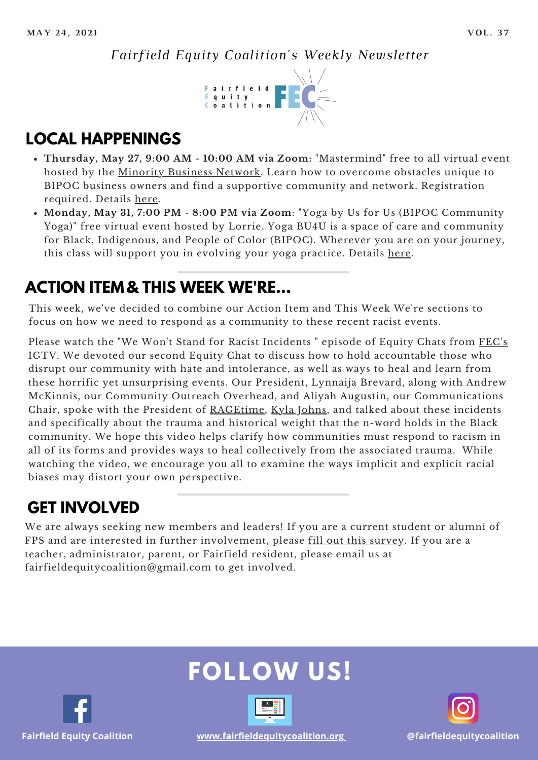MAY 24, 2021 VOL. 37

*Fairfield Equity Coalition's Weekly Newsletter*

## LOCAL HAPPENINGS

- **Thursday, May 27, 9:00 AM - 10:00 AM via Zoom:** "Mastermind" free to all virtual event hosted by the Minority Business Network. Learn how to overcome obstacles unique to BIPOC business owners and find a supportive community and network. Registration required. Details here.
- **Monday, May 31, 7:00 PM - 8:00 PM via Zoom**: "Yoga by Us for Us (BIPOC Community Yoga)" free virtual event hosted by Lorrie. Yoga BU4U is a space of care and community for Black, Indigenous, and People of Color (BIPOC). Wherever you are on your journey, this class will support you in evolving your yoga practice. Details here.

## ACTION ITEM & THIS WEEK WE'RE...

This week, we've decided to combine our Action Item and This Week We're sections to focus on how we need to respond as a community to these recent racist events.

Please watch the "We Won't Stand for Racist Incidents " episode of Equity Chats from FEC's IGTV. We devoted our second Equity Chat to discuss how to hold accountable those who disrupt our community with hate and intolerance, as well as ways to heal and learn from these horrific yet unsurprising events. Our President, Lynnaija Brevard, along with Andrew McKinnis, our Community Outreach Overhead, and Aliyah Augustin, our Communications Chair, spoke with the President of RAGEtime, Kyla Johns, and talked about these incidents and specifically about the trauma and historical weight that the n-word holds in the Black community. We hope this video helps clarify how communities must respond to racism in all of its forms and provides ways to heal collectively from the associated trauma. While watching the video, we encourage you all to examine the ways implicit and explicit racial biases may distort your own perspective.

## GET INVOLVED

We are always seeking new members and leaders! If you are a current student or alumni of FPS and are interested in further involvement, please fill out this survey. If you are a teacher, administrator, parent, or Fairfield resident, please email us at fairfieldequitycoalition@gmail.com to get involved.

## FOLLOW US!

Fairfield Equity Coalition

www.fairfieldequitycoalition.org

@fairfieldequitycoalition